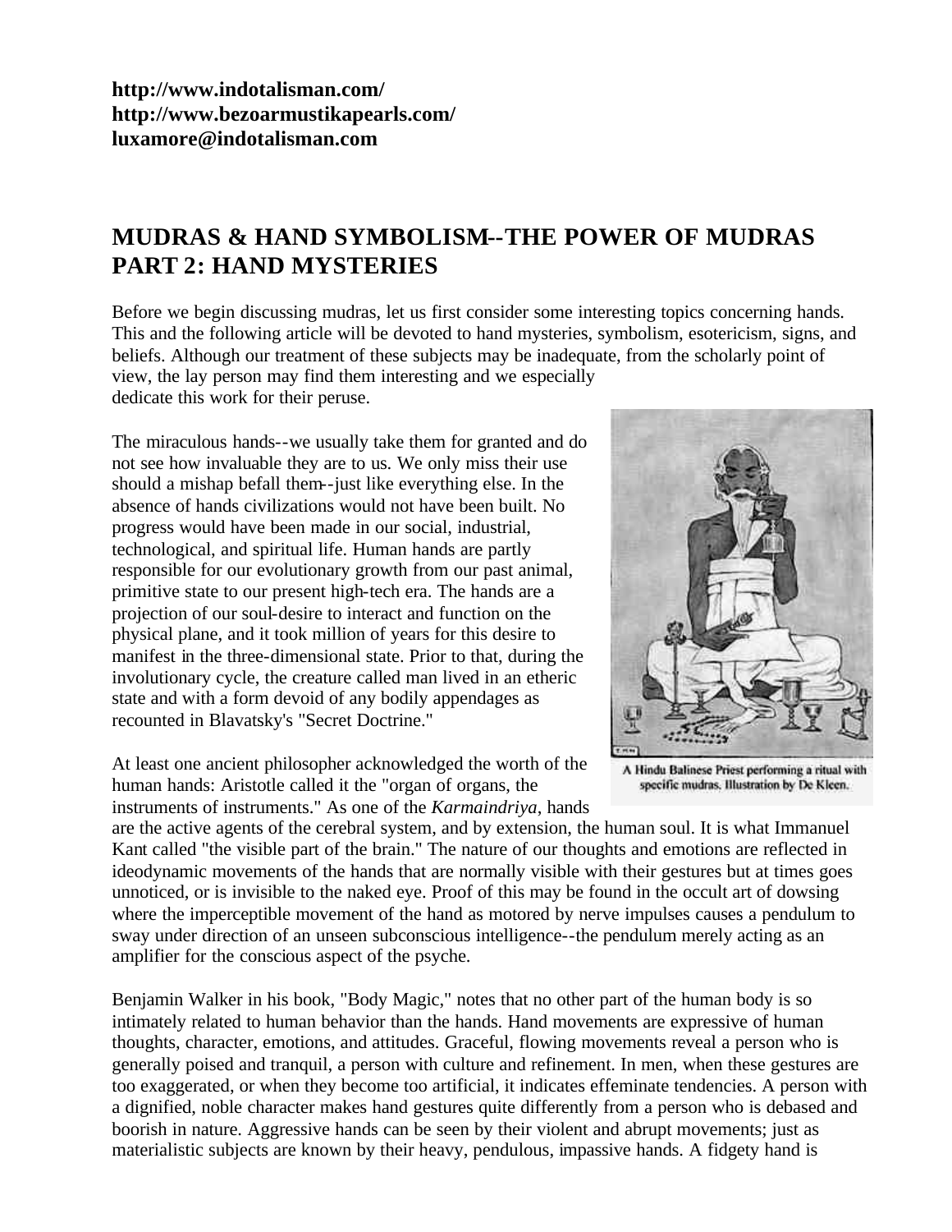**http://www.indotalisman.com/**
**http://www.bezoarmustikapearls.com/**
**luxamore@indotalisman.com**

# MUDRAS & HAND SYMBOLISM--THE POWER OF MUDRAS PART 2: HAND MYSTERIES

Before we begin discussing mudras, let us first consider some interesting topics concerning hands. This and the following article will be devoted to hand mysteries, symbolism, esotericism, signs, and beliefs. Although our treatment of these subjects may be inadequate, from the scholarly point of view, the lay person may find them interesting and we especially dedicate this work for their peruse.

The miraculous hands--we usually take them for granted and do not see how invaluable they are to us. We only miss their use should a mishap befall them--just like everything else. In the absence of hands civilizations would not have been built. No progress would have been made in our social, industrial, technological, and spiritual life. Human hands are partly responsible for our evolutionary growth from our past animal, primitive state to our present high-tech era. The hands are a projection of our soul-desire to interact and function on the physical plane, and it took million of years for this desire to manifest in the three-dimensional state. Prior to that, during the involutionary cycle, the creature called man lived in an etheric state and with a form devoid of any bodily appendages as recounted in Blavatsky's "Secret Doctrine."

A Hindu Balinese Priest performing a ritual with specific mudras. Illustration by De Kleen.

At least one ancient philosopher acknowledged the worth of the human hands: Aristotle called it the "organ of organs, the instruments of instruments." As one of the *Karmaindriya*, hands are the active agents of the cerebral system, and by extension, the human soul. It is what Immanuel Kant called "the visible part of the brain." The nature of our thoughts and emotions are reflected in ideodynamic movements of the hands that are normally visible with their gestures but at times goes unnoticed, or is invisible to the naked eye. Proof of this may be found in the occult art of dowsing where the imperceptible movement of the hand as motored by nerve impulses causes a pendulum to sway under direction of an unseen subconscious intelligence--the pendulum merely acting as an amplifier for the conscious aspect of the psyche.

Benjamin Walker in his book, "Body Magic," notes that no other part of the human body is so intimately related to human behavior than the hands. Hand movements are expressive of human thoughts, character, emotions, and attitudes. Graceful, flowing movements reveal a person who is generally poised and tranquil, a person with culture and refinement. In men, when these gestures are too exaggerated, or when they become too artificial, it indicates effeminate tendencies. A person with a dignified, noble character makes hand gestures quite differently from a person who is debased and boorish in nature. Aggressive hands can be seen by their violent and abrupt movements; just as materialistic subjects are known by their heavy, pendulous, impassive hands. A fidgety hand is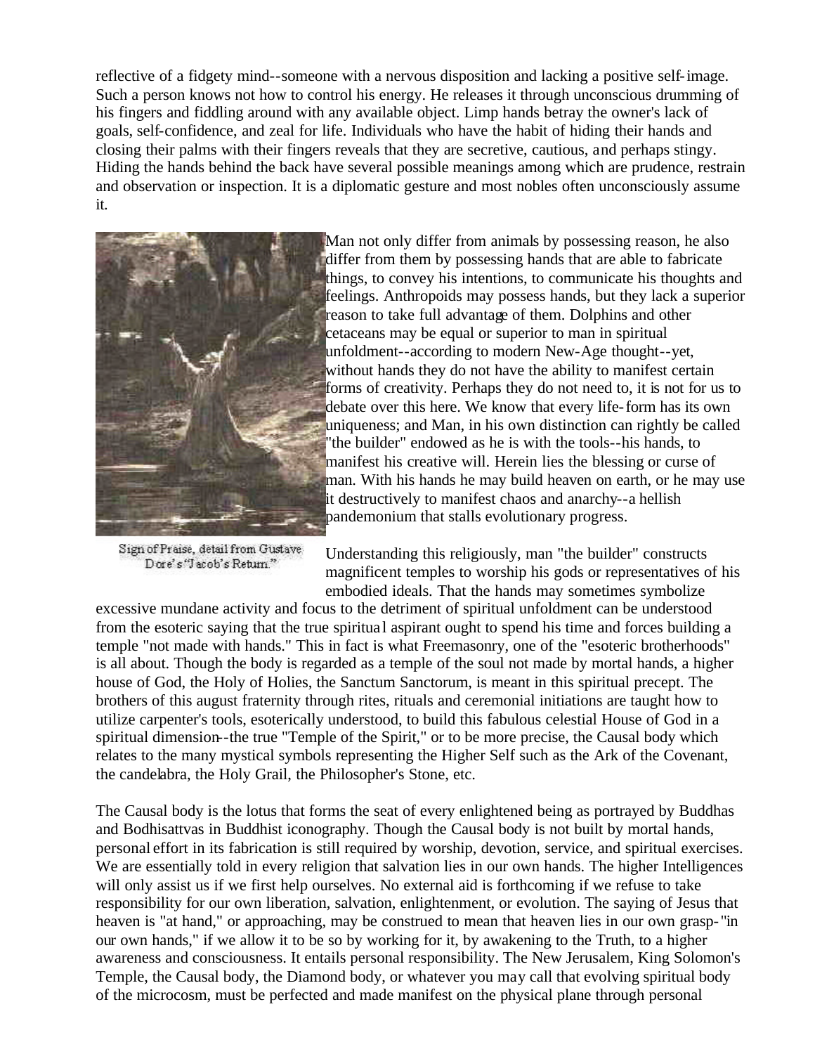reflective of a fidgety mind--someone with a nervous disposition and lacking a positive self-image. Such a person knows not how to control his energy. He releases it through unconscious drumming of his fingers and fiddling around with any available object. Limp hands betray the owner's lack of goals, self-confidence, and zeal for life. Individuals who have the habit of hiding their hands and closing their palms with their fingers reveals that they are secretive, cautious, and perhaps stingy. Hiding the hands behind the back have several possible meanings among which are prudence, restrain and observation or inspection. It is a diplomatic gesture and most nobles often unconsciously assume it.

Sign of Praise, detail from Gustave Dore's "Jacob's Return."

Man not only differ from animals by possessing reason, he also differ from them by possessing hands that are able to fabricate things, to convey his intentions, to communicate his thoughts and feelings. Anthropoids may possess hands, but they lack a superior reason to take full advantage of them. Dolphins and other cetaceans may be equal or superior to man in spiritual unfoldment--according to modern New-Age thought--yet, without hands they do not have the ability to manifest certain forms of creativity. Perhaps they do not need to, it is not for us to debate over this here. We know that every life-form has its own uniqueness; and Man, in his own distinction can rightly be called "the builder" endowed as he is with the tools--his hands, to manifest his creative will. Herein lies the blessing or curse of man. With his hands he may build heaven on earth, or he may use it destructively to manifest chaos and anarchy--a hellish pandemonium that stalls evolutionary progress.

Understanding this religiously, man "the builder" constructs magnificent temples to worship his gods or representatives of his embodied ideals. That the hands may sometimes symbolize excessive mundane activity and focus to the detriment of spiritual unfoldment can be understood from the esoteric saying that the true spiritual aspirant ought to spend his time and forces building a temple "not made with hands." This in fact is what Freemasonry, one of the "esoteric brotherhoods" is all about. Though the body is regarded as a temple of the soul not made by mortal hands, a higher house of God, the Holy of Holies, the Sanctum Sanctorum, is meant in this spiritual precept. The brothers of this august fraternity through rites, rituals and ceremonial initiations are taught how to utilize carpenter's tools, esoterically understood, to build this fabulous celestial House of God in a spiritual dimension--the true "Temple of the Spirit," or to be more precise, the Causal body which relates to the many mystical symbols representing the Higher Self such as the Ark of the Covenant, the candelabra, the Holy Grail, the Philosopher's Stone, etc.

The Causal body is the lotus that forms the seat of every enlightened being as portrayed by Buddhas and Bodhisattvas in Buddhist iconography. Though the Causal body is not built by mortal hands, personal effort in its fabrication is still required by worship, devotion, service, and spiritual exercises. We are essentially told in every religion that salvation lies in our own hands. The higher Intelligences will only assist us if we first help ourselves. No external aid is forthcoming if we refuse to take responsibility for our own liberation, salvation, enlightenment, or evolution. The saying of Jesus that heaven is "at hand," or approaching, may be construed to mean that heaven lies in our own grasp-"in our own hands," if we allow it to be so by working for it, by awakening to the Truth, to a higher awareness and consciousness. It entails personal responsibility. The New Jerusalem, King Solomon's Temple, the Causal body, the Diamond body, or whatever you may call that evolving spiritual body of the microcosm, must be perfected and made manifest on the physical plane through personal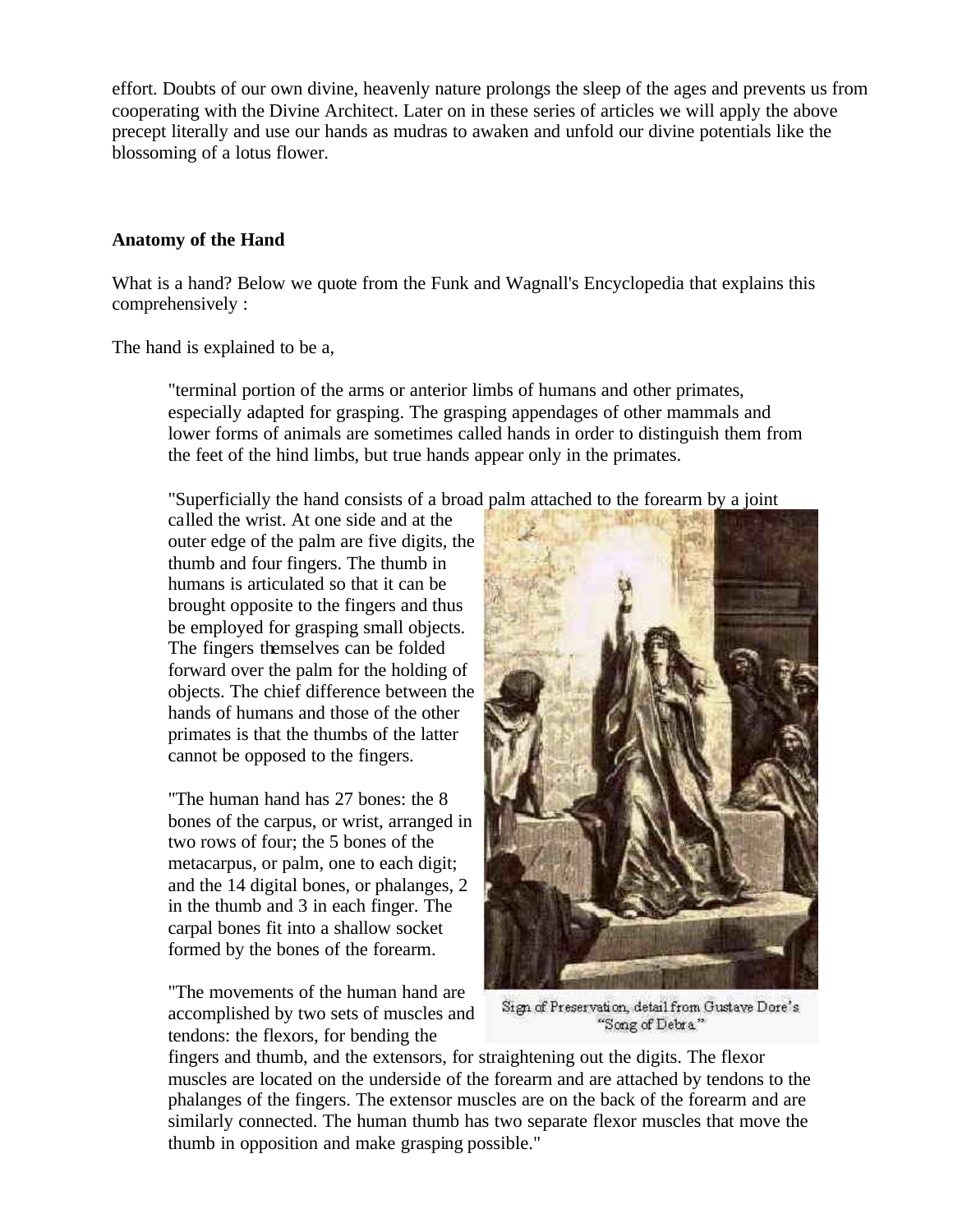effort. Doubts of our own divine, heavenly nature prolongs the sleep of the ages and prevents us from cooperating with the Divine Architect. Later on in these series of articles we will apply the above precept literally and use our hands as mudras to awaken and unfold our divine potentials like the blossoming of a lotus flower.

**Anatomy of the Hand**

What is a hand? Below we quote from the Funk and Wagnall's Encyclopedia that explains this comprehensively :

The hand is explained to be a,

> "terminal portion of the arms or anterior limbs of humans and other primates, especially adapted for grasping. The grasping appendages of other mammals and lower forms of animals are sometimes called hands in order to distinguish them from the feet of the hind limbs, but true hands appear only in the primates.
>
> "Superficially the hand consists of a broad palm attached to the forearm by a joint called the wrist. At one side and at the outer edge of the palm are five digits, the thumb and four fingers. The thumb in humans is articulated so that it can be brought opposite to the fingers and thus be employed for grasping small objects. The fingers themselves can be folded forward over the palm for the holding of objects. The chief difference between the hands of humans and those of the other primates is that the thumbs of the latter cannot be opposed to the fingers.
>
> "The human hand has 27 bones: the 8 bones of the carpus, or wrist, arranged in two rows of four; the 5 bones of the metacarpus, or palm, one to each digit; and the 14 digital bones, or phalanges, 2 in the thumb and 3 in each finger. The carpal bones fit into a shallow socket formed by the bones of the forearm.
>
> "The movements of the human hand are accomplished by two sets of muscles and tendons: the flexors, for bending the fingers and thumb, and the extensors, for straightening out the digits. The flexor muscles are located on the underside of the forearm and are attached by tendons to the phalanges of the fingers. The extensor muscles are on the back of the forearm and are similarly connected. The human thumb has two separate flexor muscles that move the thumb in opposition and make grasping possible."

Sign of Preservation, detail from Gustave Dore's "Song of Debra."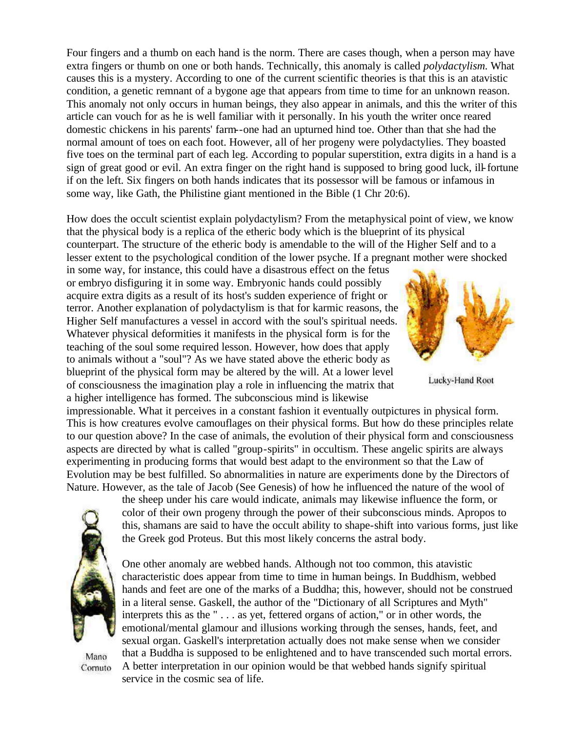Four fingers and a thumb on each hand is the norm. There are cases though, when a person may have extra fingers or thumb on one or both hands. Technically, this anomaly is called *polydactylism*. What causes this is a mystery. According to one of the current scientific theories is that this is an atavistic condition, a genetic remnant of a bygone age that appears from time to time for an unknown reason. This anomaly not only occurs in human beings, they also appear in animals, and this the writer of this article can vouch for as he is well familiar with it personally. In his youth the writer once reared domestic chickens in his parents' farm--one had an upturned hind toe. Other than that she had the normal amount of toes on each foot. However, all of her progeny were polydactylies. They boasted five toes on the terminal part of each leg. According to popular superstition, extra digits in a hand is a sign of great good or evil. An extra finger on the right hand is supposed to bring good luck, ill-fortune if on the left. Six fingers on both hands indicates that its possessor will be famous or infamous in some way, like Gath, the Philistine giant mentioned in the Bible (1 Chr 20:6).

How does the occult scientist explain polydactylism? From the metaphysical point of view, we know that the physical body is a replica of the etheric body which is the blueprint of its physical counterpart. The structure of the etheric body is amendable to the will of the Higher Self and to a lesser extent to the psychological condition of the lower psyche. If a pregnant mother were shocked in some way, for instance, this could have a disastrous effect on the fetus or embryo disfiguring it in some way. Embryonic hands could possibly acquire extra digits as a result of its host's sudden experience of fright or terror. Another explanation of polydactylism is that for karmic reasons, the Higher Self manufactures a vessel in accord with the soul's spiritual needs. Whatever physical deformities it manifests in the physical form is for the teaching of the soul some required lesson. However, how does that apply to animals without a "soul"? As we have stated above the etheric body as blueprint of the physical form may be altered by the will. At a lower level of consciousness the imagination play a role in influencing the matrix that a higher intelligence has formed. The subconscious mind is likewise impressionable. What it perceives in a constant fashion it eventually outpictures in physical form. This is how creatures evolve camouflages on their physical forms. But how do these principles relate to our question above? In the case of animals, the evolution of their physical form and consciousness aspects are directed by what is called "group-spirits" in occultism. These angelic spirits are always experimenting in producing forms that would best adapt to the environment so that the Law of Evolution may be best fulfilled. So abnormalities in nature are experiments done by the Directors of Nature. However, as the tale of Jacob (See Genesis) of how he influenced the nature of the wool of the sheep under his care would indicate, animals may likewise influence the form, or color of their own progeny through the power of their subconscious minds. Apropos to this, shamans are said to have the occult ability to shape-shift into various forms, just like the Greek god Proteus. But this most likely concerns the astral body.

Lucky-Hand Root

One other anomaly are webbed hands. Although not too common, this atavistic characteristic does appear from time to time in human beings. In Buddhism, webbed hands and feet are one of the marks of a Buddha; this, however, should not be construed in a literal sense. Gaskell, the author of the "Dictionary of all Scriptures and Myth" interprets this as the " . . . as yet, fettered organs of action," or in other words, the emotional/mental glamour and illusions working through the senses, hands, feet, and sexual organ. Gaskell's interpretation actually does not make sense when we consider that a Buddha is supposed to be enlightened and to have transcended such mortal errors. A better interpretation in our opinion would be that webbed hands signify spiritual service in the cosmic sea of life.

Mano Cornuto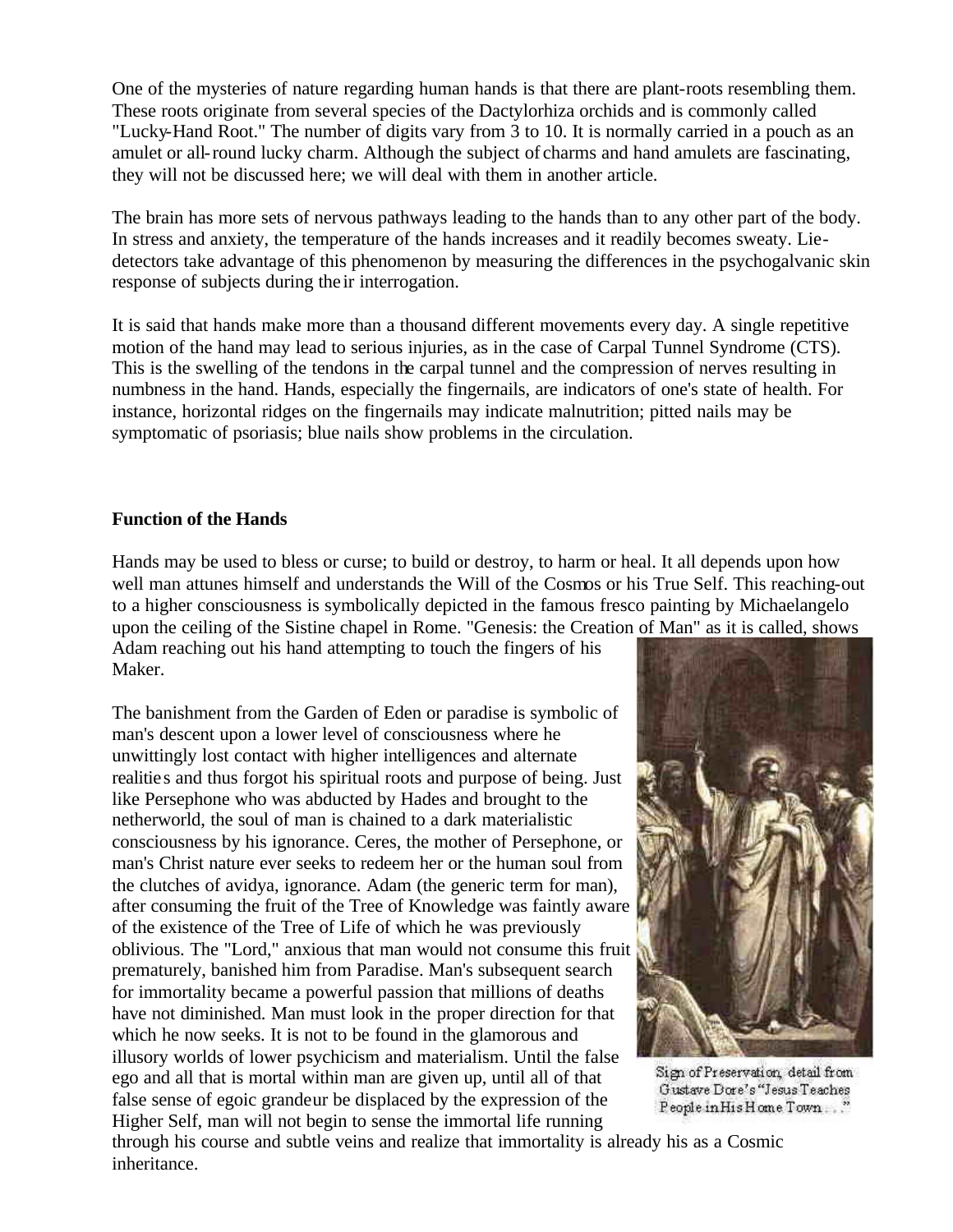One of the mysteries of nature regarding human hands is that there are plant-roots resembling them. These roots originate from several species of the Dactylorhiza orchids and is commonly called "Lucky-Hand Root." The number of digits vary from 3 to 10. It is normally carried in a pouch as an amulet or all-round lucky charm. Although the subject of charms and hand amulets are fascinating, they will not be discussed here; we will deal with them in another article.

The brain has more sets of nervous pathways leading to the hands than to any other part of the body. In stress and anxiety, the temperature of the hands increases and it readily becomes sweaty. Lie-detectors take advantage of this phenomenon by measuring the differences in the psychogalvanic skin response of subjects during their interrogation.

It is said that hands make more than a thousand different movements every day. A single repetitive motion of the hand may lead to serious injuries, as in the case of Carpal Tunnel Syndrome (CTS). This is the swelling of the tendons in the carpal tunnel and the compression of nerves resulting in numbness in the hand. Hands, especially the fingernails, are indicators of one's state of health. For instance, horizontal ridges on the fingernails may indicate malnutrition; pitted nails may be symptomatic of psoriasis; blue nails show problems in the circulation.

**Function of the Hands**

Hands may be used to bless or curse; to build or destroy, to harm or heal. It all depends upon how well man attunes himself and understands the Will of the Cosmos or his True Self. This reaching-out to a higher consciousness is symbolically depicted in the famous fresco painting by Michaelangelo upon the ceiling of the Sistine chapel in Rome. "Genesis: the Creation of Man" as it is called, shows Adam reaching out his hand attempting to touch the fingers of his Maker.

The banishment from the Garden of Eden or paradise is symbolic of man's descent upon a lower level of consciousness where he unwittingly lost contact with higher intelligences and alternate realities and thus forgot his spiritual roots and purpose of being. Just like Persephone who was abducted by Hades and brought to the netherworld, the soul of man is chained to a dark materialistic consciousness by his ignorance. Ceres, the mother of Persephone, or man's Christ nature ever seeks to redeem her or the human soul from the clutches of avidya, ignorance. Adam (the generic term for man), after consuming the fruit of the Tree of Knowledge was faintly aware of the existence of the Tree of Life of which he was previously oblivious. The "Lord," anxious that man would not consume this fruit prematurely, banished him from Paradise. Man's subsequent search for immortality became a powerful passion that millions of deaths have not diminished. Man must look in the proper direction for that which he now seeks. It is not to be found in the glamorous and illusory worlds of lower psychicism and materialism. Until the false ego and all that is mortal within man are given up, until all of that false sense of egoic grandeur be displaced by the expression of the Higher Self, man will not begin to sense the immortal life running through his course and subtle veins and realize that immortality is already his as a Cosmic inheritance.

Sign of Preservation, detail from Gustave Dore's "Jesus Teaches People in His Home Town . . ."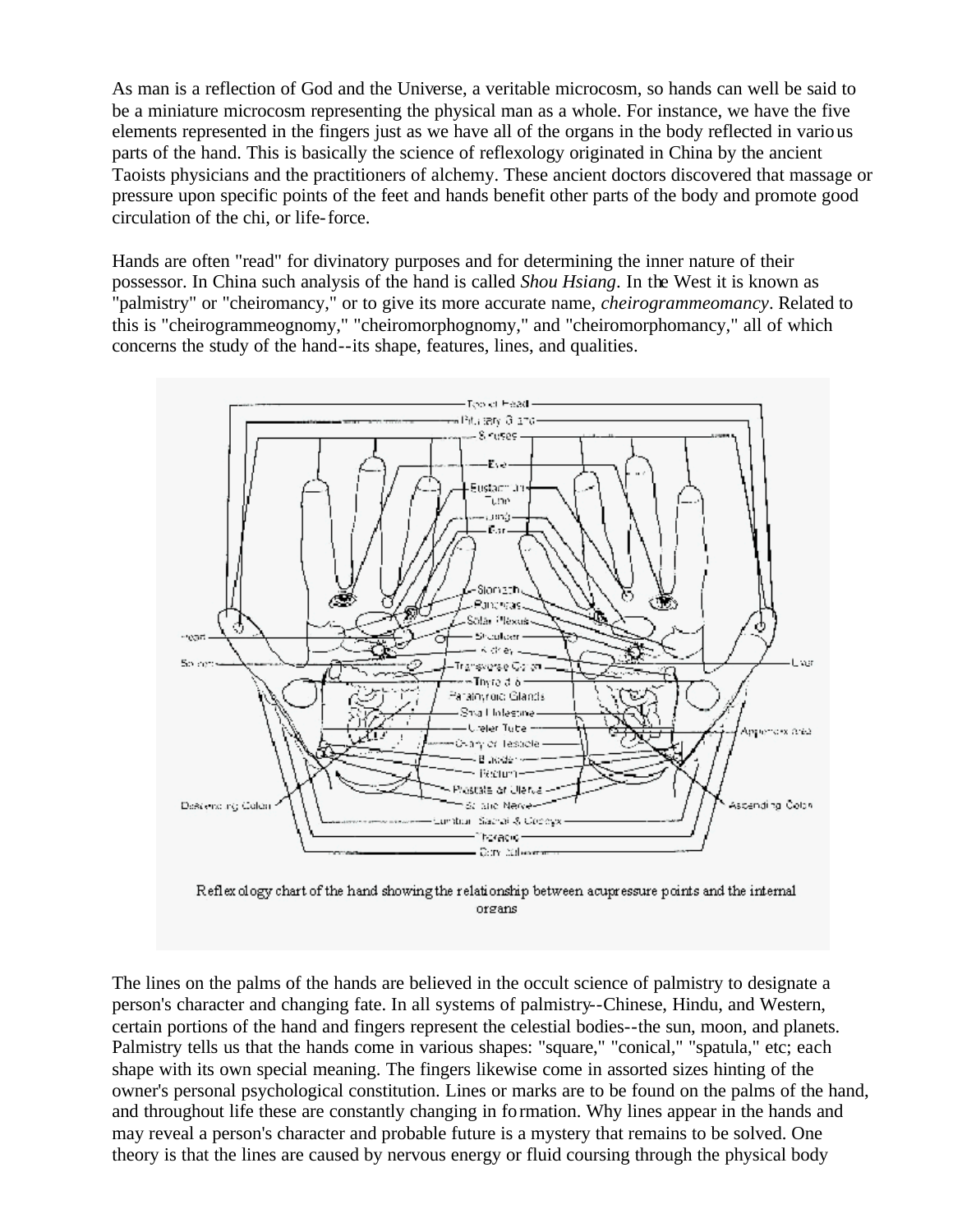As man is a reflection of God and the Universe, a veritable microcosm, so hands can well be said to be a miniature microcosm representing the physical man as a whole. For instance, we have the five elements represented in the fingers just as we have all of the organs in the body reflected in various parts of the hand. This is basically the science of reflexology originated in China by the ancient Taoists physicians and the practitioners of alchemy. These ancient doctors discovered that massage or pressure upon specific points of the feet and hands benefit other parts of the body and promote good circulation of the chi, or life-force.

Hands are often "read" for divinatory purposes and for determining the inner nature of their possessor. In China such analysis of the hand is called *Shou Hsiang*. In the West it is known as "palmistry" or "cheiromancy," or to give its more accurate name, *cheirogrammeomancy*. Related to this is "cheirogrammeognomy," "cheiromorphognomy," and "cheiromorphomancy," all of which concerns the study of the hand--its shape, features, lines, and qualities.

Reflexology chart of the hand showing the relationship between acupressure points and the internal organs

The lines on the palms of the hands are believed in the occult science of palmistry to designate a person's character and changing fate. In all systems of palmistry--Chinese, Hindu, and Western, certain portions of the hand and fingers represent the celestial bodies--the sun, moon, and planets. Palmistry tells us that the hands come in various shapes: "square," "conical," "spatula," etc; each shape with its own special meaning. The fingers likewise come in assorted sizes hinting of the owner's personal psychological constitution. Lines or marks are to be found on the palms of the hand, and throughout life these are constantly changing in formation. Why lines appear in the hands and may reveal a person's character and probable future is a mystery that remains to be solved. One theory is that the lines are caused by nervous energy or fluid coursing through the physical body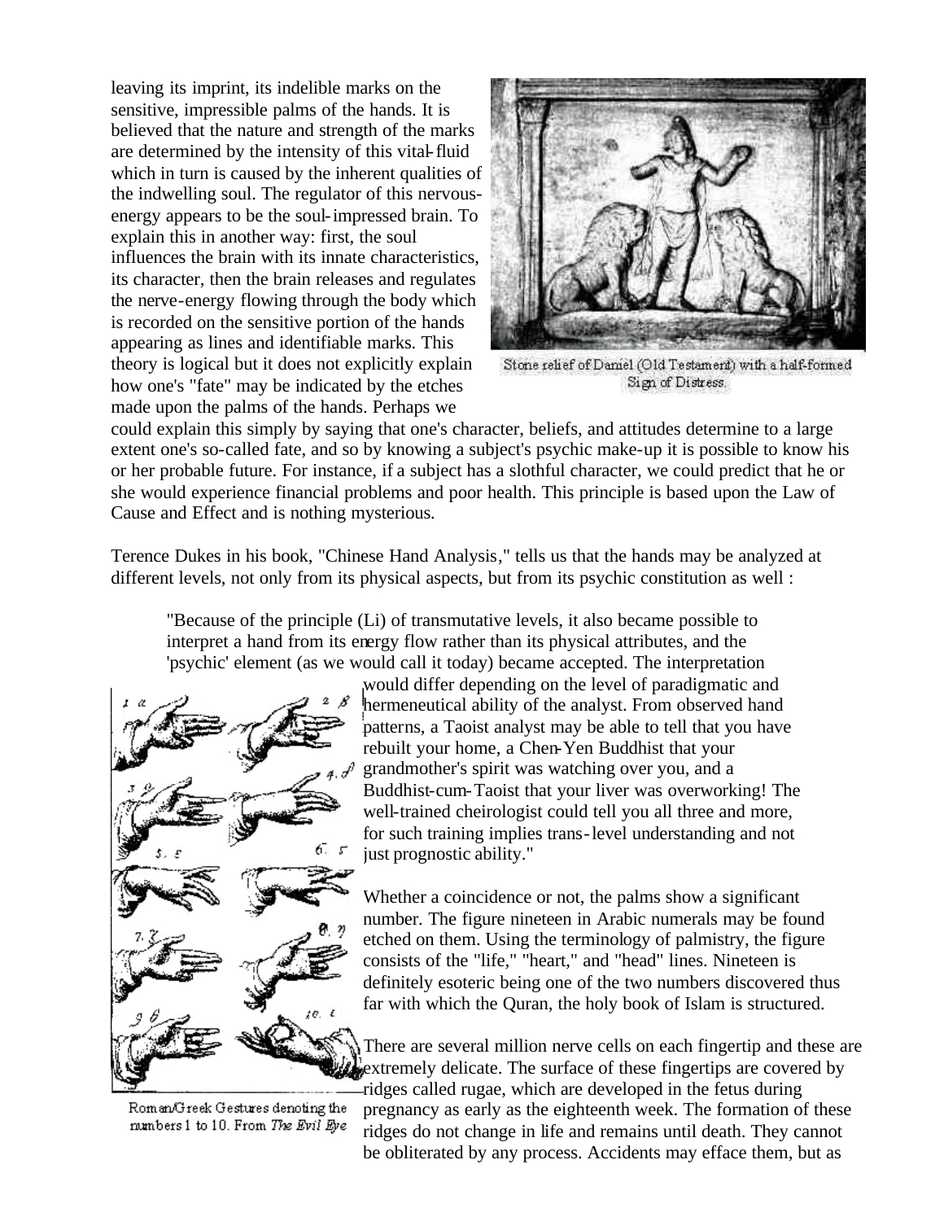leaving its imprint, its indelible marks on the sensitive, impressible palms of the hands. It is believed that the nature and strength of the marks are determined by the intensity of this vital-fluid which in turn is caused by the inherent qualities of the indwelling soul. The regulator of this nervous-energy appears to be the soul-impressed brain. To explain this in another way: first, the soul influences the brain with its innate characteristics, its character, then the brain releases and regulates the nerve-energy flowing through the body which is recorded on the sensitive portion of the hands appearing as lines and identifiable marks. This theory is logical but it does not explicitly explain how one's "fate" may be indicated by the etches made upon the palms of the hands. Perhaps we could explain this simply by saying that one's character, beliefs, and attitudes determine to a large extent one's so-called fate, and so by knowing a subject's psychic make-up it is possible to know his or her probable future. For instance, if a subject has a slothful character, we could predict that he or she would experience financial problems and poor health. This principle is based upon the Law of Cause and Effect and is nothing mysterious.

Stone relief of Daniel (Old Testament) with a half-formed Sign of Distress.

Terence Dukes in his book, "Chinese Hand Analysis," tells us that the hands may be analyzed at different levels, not only from its physical aspects, but from its psychic constitution as well :

> "Because of the principle (Li) of transmutative levels, it also became possible to interpret a hand from its energy flow rather than its physical attributes, and the 'psychic' element (as we would call it today) became accepted. The interpretation would differ depending on the level of paradigmatic and hermeneutical ability of the analyst. From observed hand patterns, a Taoist analyst may be able to tell that you have rebuilt your home, a Chen-Yen Buddhist that your grandmother's spirit was watching over you, and a Buddhist-cum-Taoist that your liver was overworking! The well-trained cheirologist could tell you all three and more, for such training implies trans-level understanding and not just prognostic ability."

Roman/Greek Gestures denoting the numbers 1 to 10. From *The Evil Eye*

Whether a coincidence or not, the palms show a significant number. The figure nineteen in Arabic numerals may be found etched on them. Using the terminology of palmistry, the figure consists of the "life," "heart," and "head" lines. Nineteen is definitely esoteric being one of the two numbers discovered thus far with which the Quran, the holy book of Islam is structured.

There are several million nerve cells on each fingertip and these are extremely delicate. The surface of these fingertips are covered by ridges called rugae, which are developed in the fetus during pregnancy as early as the eighteenth week. The formation of these ridges do not change in life and remains until death. They cannot be obliterated by any process. Accidents may efface them, but as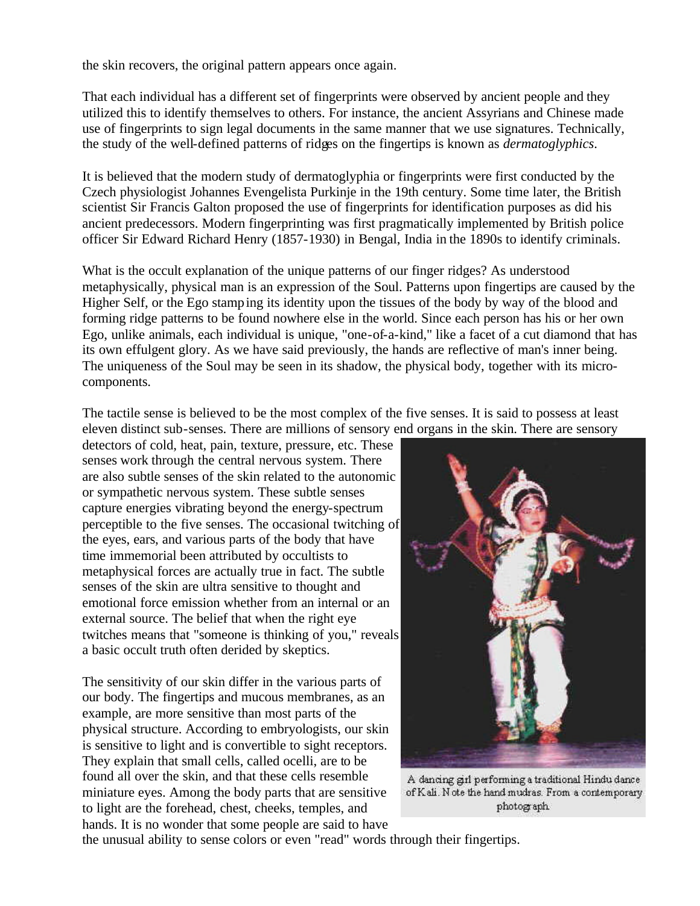the skin recovers, the original pattern appears once again.

That each individual has a different set of fingerprints were observed by ancient people and they utilized this to identify themselves to others. For instance, the ancient Assyrians and Chinese made use of fingerprints to sign legal documents in the same manner that we use signatures. Technically, the study of the well-defined patterns of ridges on the fingertips is known as *dermatoglyphics*.

It is believed that the modern study of dermatoglyphia or fingerprints were first conducted by the Czech physiologist Johannes Evengelista Purkinje in the 19th century. Some time later, the British scientist Sir Francis Galton proposed the use of fingerprints for identification purposes as did his ancient predecessors. Modern fingerprinting was first pragmatically implemented by British police officer Sir Edward Richard Henry (1857-1930) in Bengal, India in the 1890s to identify criminals.

What is the occult explanation of the unique patterns of our finger ridges? As understood metaphysically, physical man is an expression of the Soul. Patterns upon fingertips are caused by the Higher Self, or the Ego stamping its identity upon the tissues of the body by way of the blood and forming ridge patterns to be found nowhere else in the world. Since each person has his or her own Ego, unlike animals, each individual is unique, "one-of-a-kind," like a facet of a cut diamond that has its own effulgent glory. As we have said previously, the hands are reflective of man's inner being. The uniqueness of the Soul may be seen in its shadow, the physical body, together with its micro-components.

The tactile sense is believed to be the most complex of the five senses. It is said to possess at least eleven distinct sub-senses. There are millions of sensory end organs in the skin. There are sensory detectors of cold, heat, pain, texture, pressure, etc. These senses work through the central nervous system. There are also subtle senses of the skin related to the autonomic or sympathetic nervous system. These subtle senses capture energies vibrating beyond the energy-spectrum perceptible to the five senses. The occasional twitching of the eyes, ears, and various parts of the body that have time immemorial been attributed by occultists to metaphysical forces are actually true in fact. The subtle senses of the skin are ultra sensitive to thought and emotional force emission whether from an internal or an external source. The belief that when the right eye twitches means that "someone is thinking of you," reveals a basic occult truth often derided by skeptics.

A dancing girl performing a traditional Hindu dance of Kali. Note the hand mudras. From a contemporary photograph.

The sensitivity of our skin differ in the various parts of our body. The fingertips and mucous membranes, as an example, are more sensitive than most parts of the physical structure. According to embryologists, our skin is sensitive to light and is convertible to sight receptors. They explain that small cells, called ocelli, are to be found all over the skin, and that these cells resemble miniature eyes. Among the body parts that are sensitive to light are the forehead, chest, cheeks, temples, and hands. It is no wonder that some people are said to have the unusual ability to sense colors or even "read" words through their fingertips.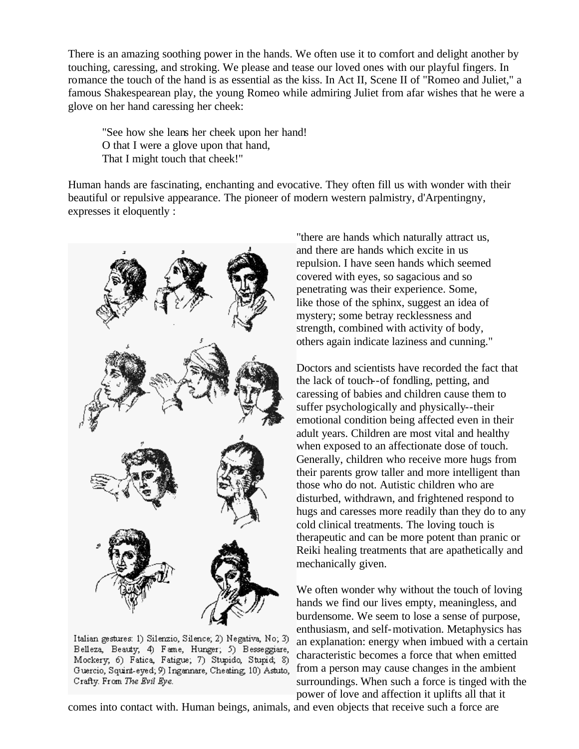There is an amazing soothing power in the hands. We often use it to comfort and delight another by touching, caressing, and stroking. We please and tease our loved ones with our playful fingers. In romance the touch of the hand is as essential as the kiss. In Act II, Scene II of "Romeo and Juliet," a famous Shakespearean play, the young Romeo while admiring Juliet from afar wishes that he were a glove on her hand caressing her cheek:

> "See how she leans her cheek upon her hand!
> O that I were a glove upon that hand,
> That I might touch that cheek!"

Human hands are fascinating, enchanting and evocative. They often fill us with wonder with their beautiful or repulsive appearance. The pioneer of modern western palmistry, d'Arpentingny, expresses it eloquently :

"there are hands which naturally attract us, and there are hands which excite in us repulsion. I have seen hands which seemed covered with eyes, so sagacious and so penetrating was their experience. Some, like those of the sphinx, suggest an idea of mystery; some betray recklessness and strength, combined with activity of body, others again indicate laziness and cunning."

Italian gestures: 1) Silenzio, Silence; 2) Negativa, No; 3) Belleza, Beauty; 4) Fame, Hunger; 5) Besseggiare, Mockery; 6) Fatica, Fatigue; 7) Stupido, Stupid; 8) Guercio, Squint-eyed; 9) Ingannare, Cheating; 10) Astuto, Crafty. From *The Evil Eye.*

Doctors and scientists have recorded the fact that the lack of touch--of fondling, petting, and caressing of babies and children cause them to suffer psychologically and physically--their emotional condition being affected even in their adult years. Children are most vital and healthy when exposed to an affectionate dose of touch. Generally, children who receive more hugs from their parents grow taller and more intelligent than those who do not. Autistic children who are disturbed, withdrawn, and frightened respond to hugs and caresses more readily than they do to any cold clinical treatments. The loving touch is therapeutic and can be more potent than pranic or Reiki healing treatments that are apathetically and mechanically given.

We often wonder why without the touch of loving hands we find our lives empty, meaningless, and burdensome. We seem to lose a sense of purpose, enthusiasm, and self-motivation. Metaphysics has an explanation: energy when imbued with a certain characteristic becomes a force that when emitted from a person may cause changes in the ambient surroundings. When such a force is tinged with the power of love and affection it uplifts all that it comes into contact with. Human beings, animals, and even objects that receive such a force are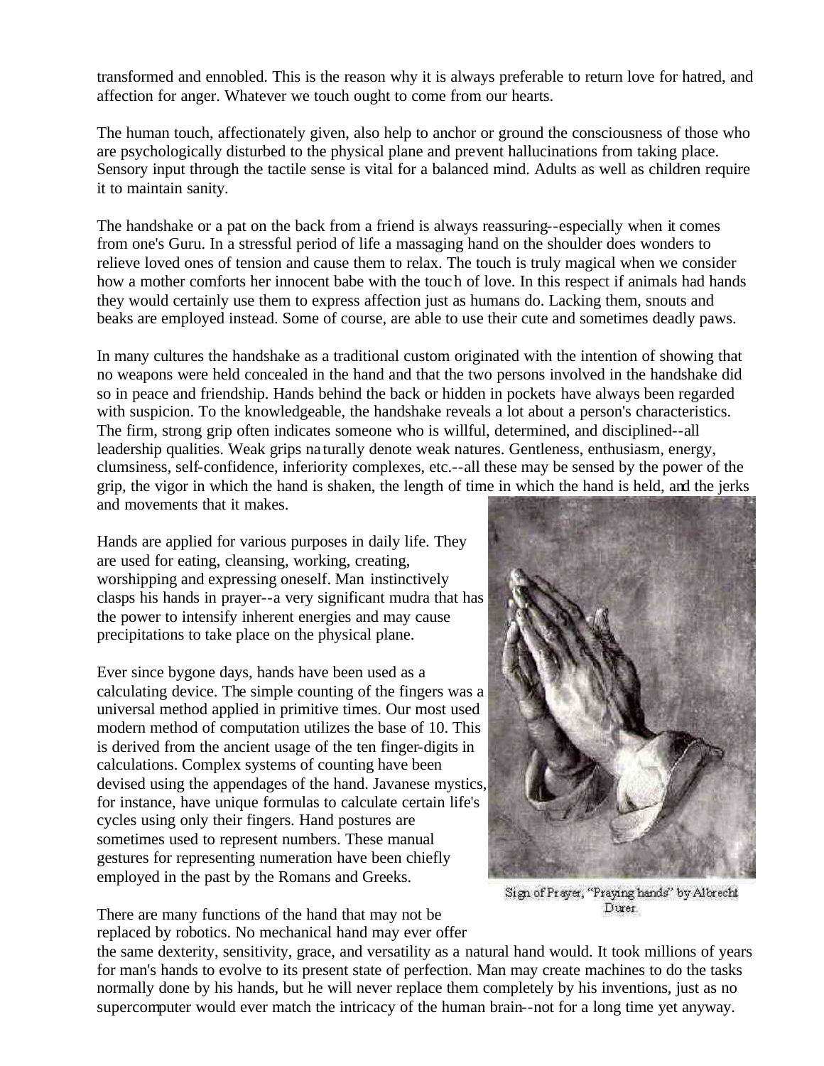transformed and ennobled. This is the reason why it is always preferable to return love for hatred, and affection for anger. Whatever we touch ought to come from our hearts.

The human touch, affectionately given, also help to anchor or ground the consciousness of those who are psychologically disturbed to the physical plane and prevent hallucinations from taking place. Sensory input through the tactile sense is vital for a balanced mind. Adults as well as children require it to maintain sanity.

The handshake or a pat on the back from a friend is always reassuring--especially when it comes from one's Guru. In a stressful period of life a massaging hand on the shoulder does wonders to relieve loved ones of tension and cause them to relax. The touch is truly magical when we consider how a mother comforts her innocent babe with the touch of love. In this respect if animals had hands they would certainly use them to express affection just as humans do. Lacking them, snouts and beaks are employed instead. Some of course, are able to use their cute and sometimes deadly paws.

In many cultures the handshake as a traditional custom originated with the intention of showing that no weapons were held concealed in the hand and that the two persons involved in the handshake did so in peace and friendship. Hands behind the back or hidden in pockets have always been regarded with suspicion. To the knowledgeable, the handshake reveals a lot about a person's characteristics. The firm, strong grip often indicates someone who is willful, determined, and disciplined--all leadership qualities. Weak grips naturally denote weak natures. Gentleness, enthusiasm, energy, clumsiness, self-confidence, inferiority complexes, etc.--all these may be sensed by the power of the grip, the vigor in which the hand is shaken, the length of time in which the hand is held, and the jerks and movements that it makes.

Hands are applied for various purposes in daily life. They are used for eating, cleansing, working, creating, worshipping and expressing oneself. Man instinctively clasps his hands in prayer--a very significant mudra that has the power to intensify inherent energies and may cause precipitations to take place on the physical plane.

Ever since bygone days, hands have been used as a calculating device. The simple counting of the fingers was a universal method applied in primitive times. Our most used modern method of computation utilizes the base of 10. This is derived from the ancient usage of the ten finger-digits in calculations. Complex systems of counting have been devised using the appendages of the hand. Javanese mystics, for instance, have unique formulas to calculate certain life's cycles using only their fingers. Hand postures are sometimes used to represent numbers. These manual gestures for representing numeration have been chiefly employed in the past by the Romans and Greeks.

Sign of Prayer, "Praying hands" by Albrecht Durer.

There are many functions of the hand that may not be replaced by robotics. No mechanical hand may ever offer the same dexterity, sensitivity, grace, and versatility as a natural hand would. It took millions of years for man's hands to evolve to its present state of perfection. Man may create machines to do the tasks normally done by his hands, but he will never replace them completely by his inventions, just as no supercomputer would ever match the intricacy of the human brain--not for a long time yet anyway.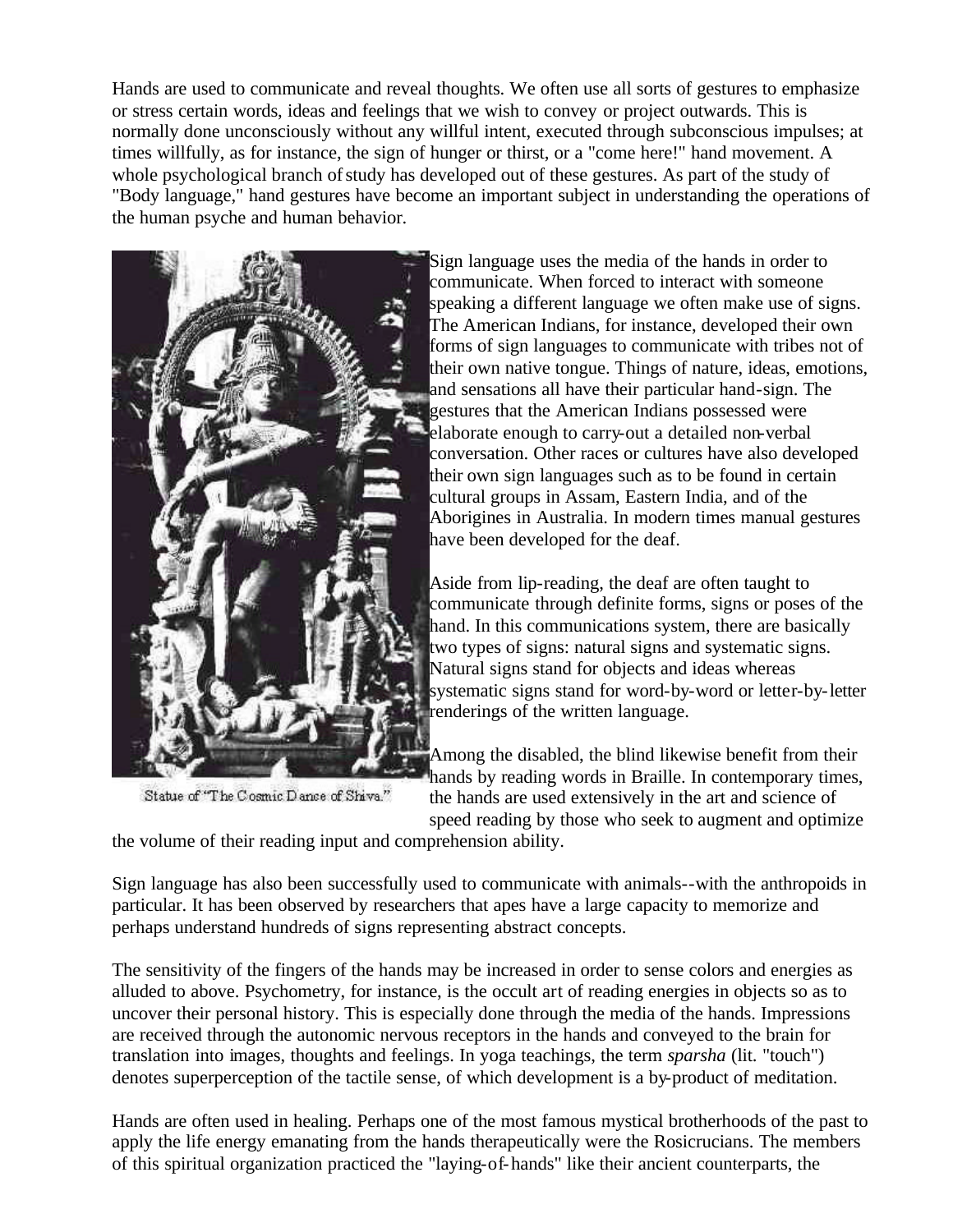Hands are used to communicate and reveal thoughts. We often use all sorts of gestures to emphasize or stress certain words, ideas and feelings that we wish to convey or project outwards. This is normally done unconsciously without any willful intent, executed through subconscious impulses; at times willfully, as for instance, the sign of hunger or thirst, or a "come here!" hand movement. A whole psychological branch of study has developed out of these gestures. As part of the study of "Body language," hand gestures have become an important subject in understanding the operations of the human psyche and human behavior.

Statue of "The Cosmic Dance of Shiva."

Sign language uses the media of the hands in order to communicate. When forced to interact with someone speaking a different language we often make use of signs. The American Indians, for instance, developed their own forms of sign languages to communicate with tribes not of their own native tongue. Things of nature, ideas, emotions, and sensations all have their particular hand-sign. The gestures that the American Indians possessed were elaborate enough to carry-out a detailed non-verbal conversation. Other races or cultures have also developed their own sign languages such as to be found in certain cultural groups in Assam, Eastern India, and of the Aborigines in Australia. In modern times manual gestures have been developed for the deaf.

Aside from lip-reading, the deaf are often taught to communicate through definite forms, signs or poses of the hand. In this communications system, there are basically two types of signs: natural signs and systematic signs. Natural signs stand for objects and ideas whereas systematic signs stand for word-by-word or letter-by-letter renderings of the written language.

Among the disabled, the blind likewise benefit from their hands by reading words in Braille. In contemporary times, the hands are used extensively in the art and science of speed reading by those who seek to augment and optimize the volume of their reading input and comprehension ability.

Sign language has also been successfully used to communicate with animals--with the anthropoids in particular. It has been observed by researchers that apes have a large capacity to memorize and perhaps understand hundreds of signs representing abstract concepts.

The sensitivity of the fingers of the hands may be increased in order to sense colors and energies as alluded to above. Psychometry, for instance, is the occult art of reading energies in objects so as to uncover their personal history. This is especially done through the media of the hands. Impressions are received through the autonomic nervous receptors in the hands and conveyed to the brain for translation into images, thoughts and feelings. In yoga teachings, the term *sparsha* (lit. "touch") denotes superperception of the tactile sense, of which development is a by-product of meditation.

Hands are often used in healing. Perhaps one of the most famous mystical brotherhoods of the past to apply the life energy emanating from the hands therapeutically were the Rosicrucians. The members of this spiritual organization practiced the "laying-of-hands" like their ancient counterparts, the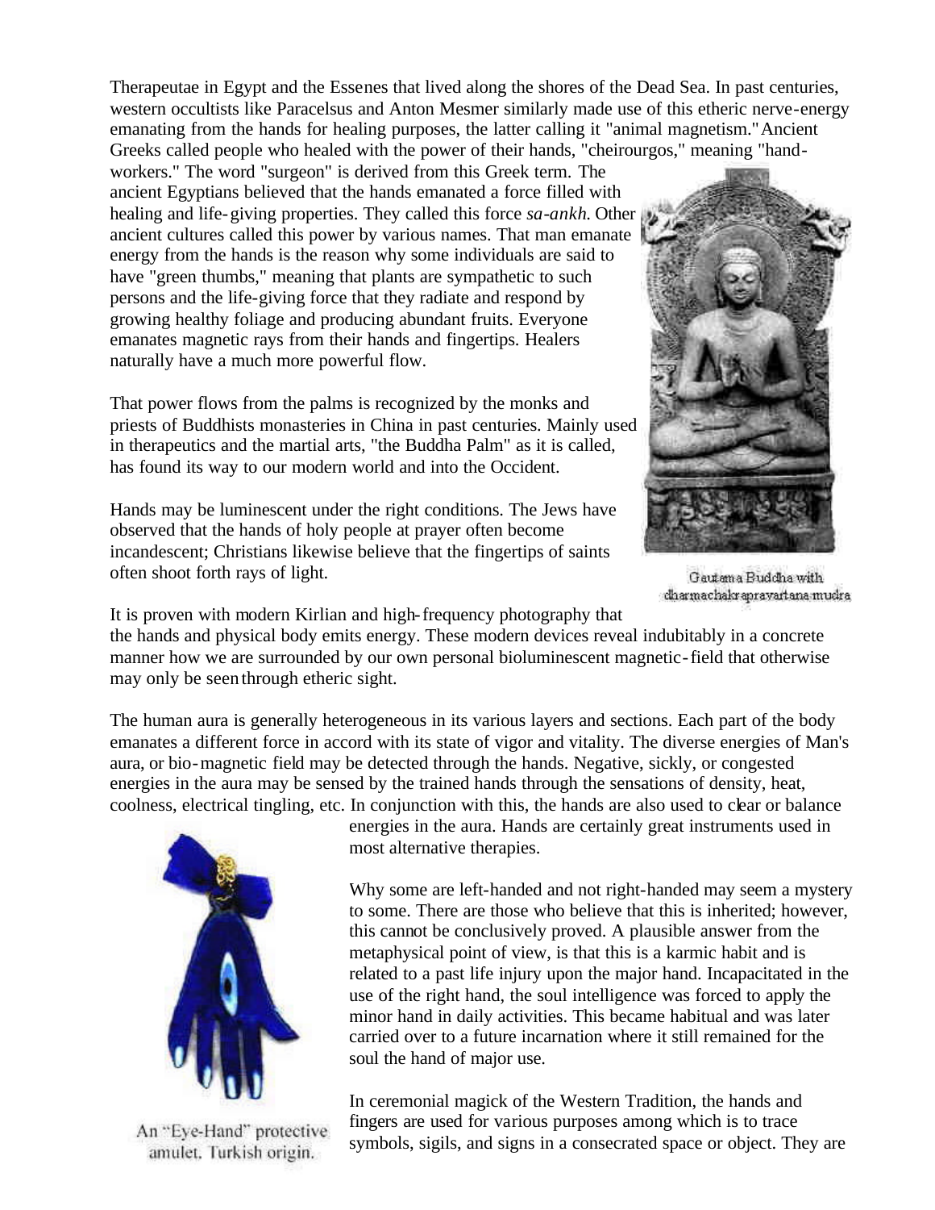Therapeutae in Egypt and the Essenes that lived along the shores of the Dead Sea. In past centuries, western occultists like Paracelsus and Anton Mesmer similarly made use of this etheric nerve-energy emanating from the hands for healing purposes, the latter calling it "animal magnetism." Ancient Greeks called people who healed with the power of their hands, "cheirourgos," meaning "hand-workers." The word "surgeon" is derived from this Greek term. The ancient Egyptians believed that the hands emanated a force filled with healing and life-giving properties. They called this force *sa-ankh*. Other ancient cultures called this power by various names. That man emanate energy from the hands is the reason why some individuals are said to have "green thumbs," meaning that plants are sympathetic to such persons and the life-giving force that they radiate and respond by growing healthy foliage and producing abundant fruits. Everyone emanates magnetic rays from their hands and fingertips. Healers naturally have a much more powerful flow.

That power flows from the palms is recognized by the monks and priests of Buddhists monasteries in China in past centuries. Mainly used in therapeutics and the martial arts, "the Buddha Palm" as it is called, has found its way to our modern world and into the Occident.

Hands may be luminescent under the right conditions. The Jews have observed that the hands of holy people at prayer often become incandescent; Christians likewise believe that the fingertips of saints often shoot forth rays of light.

Gautama Buddha with dharmachakrapravartana mudra

It is proven with modern Kirlian and high-frequency photography that the hands and physical body emits energy. These modern devices reveal indubitably in a concrete manner how we are surrounded by our own personal bioluminescent magnetic-field that otherwise may only be seen through etheric sight.

The human aura is generally heterogeneous in its various layers and sections. Each part of the body emanates a different force in accord with its state of vigor and vitality. The diverse energies of Man's aura, or bio-magnetic field may be detected through the hands. Negative, sickly, or congested energies in the aura may be sensed by the trained hands through the sensations of density, heat, coolness, electrical tingling, etc. In conjunction with this, the hands are also used to clear or balance energies in the aura. Hands are certainly great instruments used in most alternative therapies.

Why some are left-handed and not right-handed may seem a mystery to some. There are those who believe that this is inherited; however, this cannot be conclusively proved. A plausible answer from the metaphysical point of view, is that this is a karmic habit and is related to a past life injury upon the major hand. Incapacitated in the use of the right hand, the soul intelligence was forced to apply the minor hand in daily activities. This became habitual and was later carried over to a future incarnation where it still remained for the soul the hand of major use.

An "Eye-Hand" protective amulet, Turkish origin.

In ceremonial magick of the Western Tradition, the hands and fingers are used for various purposes among which is to trace symbols, sigils, and signs in a consecrated space or object. They are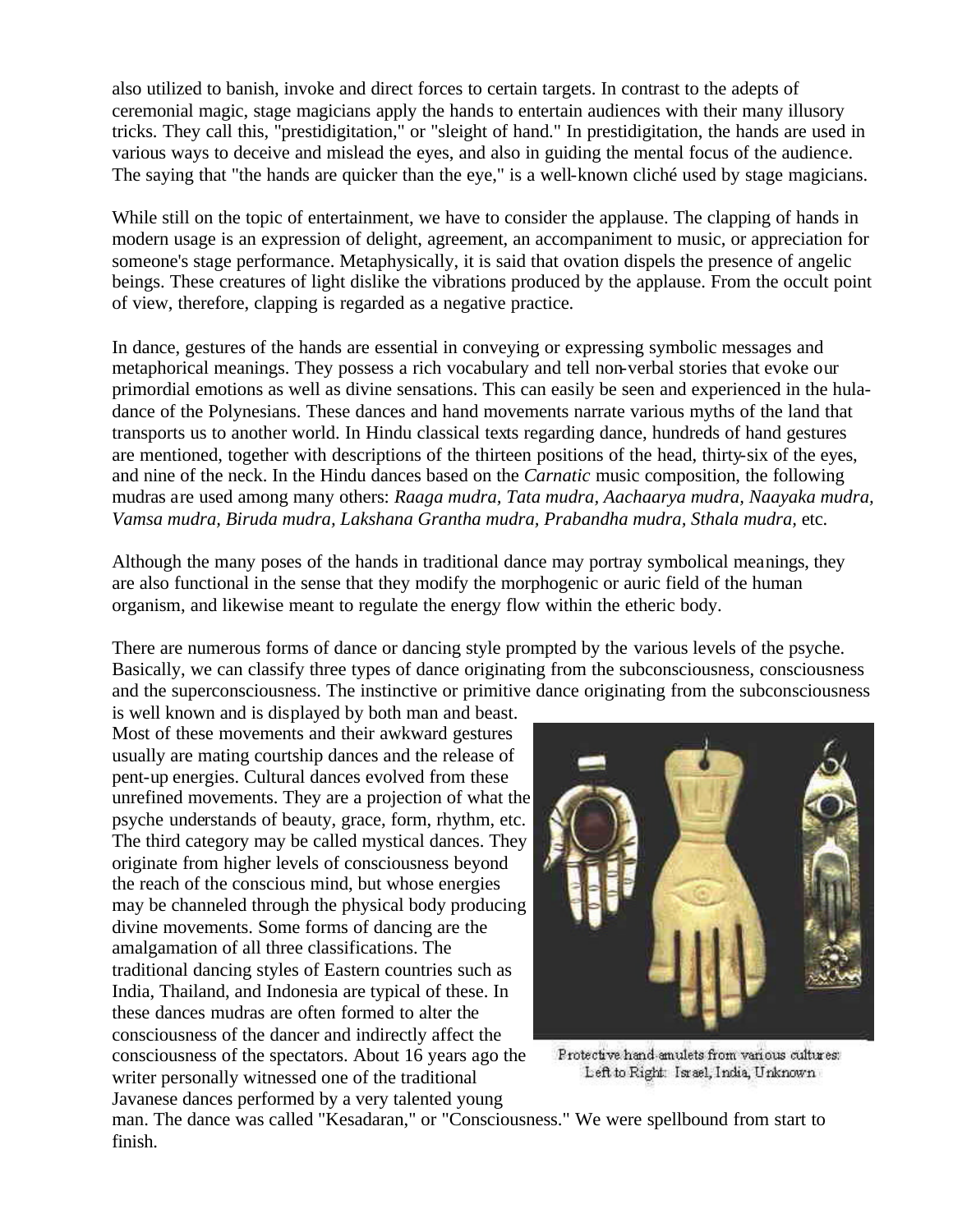also utilized to banish, invoke and direct forces to certain targets. In contrast to the adepts of ceremonial magic, stage magicians apply the hands to entertain audiences with their many illusory tricks. They call this, "prestidigitation," or "sleight of hand." In prestidigitation, the hands are used in various ways to deceive and mislead the eyes, and also in guiding the mental focus of the audience. The saying that "the hands are quicker than the eye," is a well-known cliché used by stage magicians.

While still on the topic of entertainment, we have to consider the applause. The clapping of hands in modern usage is an expression of delight, agreement, an accompaniment to music, or appreciation for someone's stage performance. Metaphysically, it is said that ovation dispels the presence of angelic beings. These creatures of light dislike the vibrations produced by the applause. From the occult point of view, therefore, clapping is regarded as a negative practice.

In dance, gestures of the hands are essential in conveying or expressing symbolic messages and metaphorical meanings. They possess a rich vocabulary and tell non-verbal stories that evoke our primordial emotions as well as divine sensations. This can easily be seen and experienced in the hula-dance of the Polynesians. These dances and hand movements narrate various myths of the land that transports us to another world. In Hindu classical texts regarding dance, hundreds of hand gestures are mentioned, together with descriptions of the thirteen positions of the head, thirty-six of the eyes, and nine of the neck. In the Hindu dances based on the *Carnatic* music composition, the following mudras are used among many others: *Raaga mudra, Tata mudra, Aachaarya mudra, Naayaka mudra, Vamsa mudra, Biruda mudra, Lakshana Grantha mudra, Prabandha mudra, Sthala mudra,* etc.

Although the many poses of the hands in traditional dance may portray symbolical meanings, they are also functional in the sense that they modify the morphogenic or auric field of the human organism, and likewise meant to regulate the energy flow within the etheric body.

There are numerous forms of dance or dancing style prompted by the various levels of the psyche. Basically, we can classify three types of dance originating from the subconsciousness, consciousness and the superconsciousness. The instinctive or primitive dance originating from the subconsciousness is well known and is displayed by both man and beast. Most of these movements and their awkward gestures usually are mating courtship dances and the release of pent-up energies. Cultural dances evolved from these unrefined movements. They are a projection of what the psyche understands of beauty, grace, form, rhythm, etc. The third category may be called mystical dances. They originate from higher levels of consciousness beyond the reach of the conscious mind, but whose energies may be channeled through the physical body producing divine movements. Some forms of dancing are the amalgamation of all three classifications. The traditional dancing styles of Eastern countries such as India, Thailand, and Indonesia are typical of these. In these dances mudras are often formed to alter the consciousness of the dancer and indirectly affect the consciousness of the spectators. About 16 years ago the writer personally witnessed one of the traditional Javanese dances performed by a very talented young man. The dance was called "Kesadaran," or "Consciousness." We were spellbound from start to finish.

Protective hand amulets from various cultures: Left to Right: Israel, India, Unknown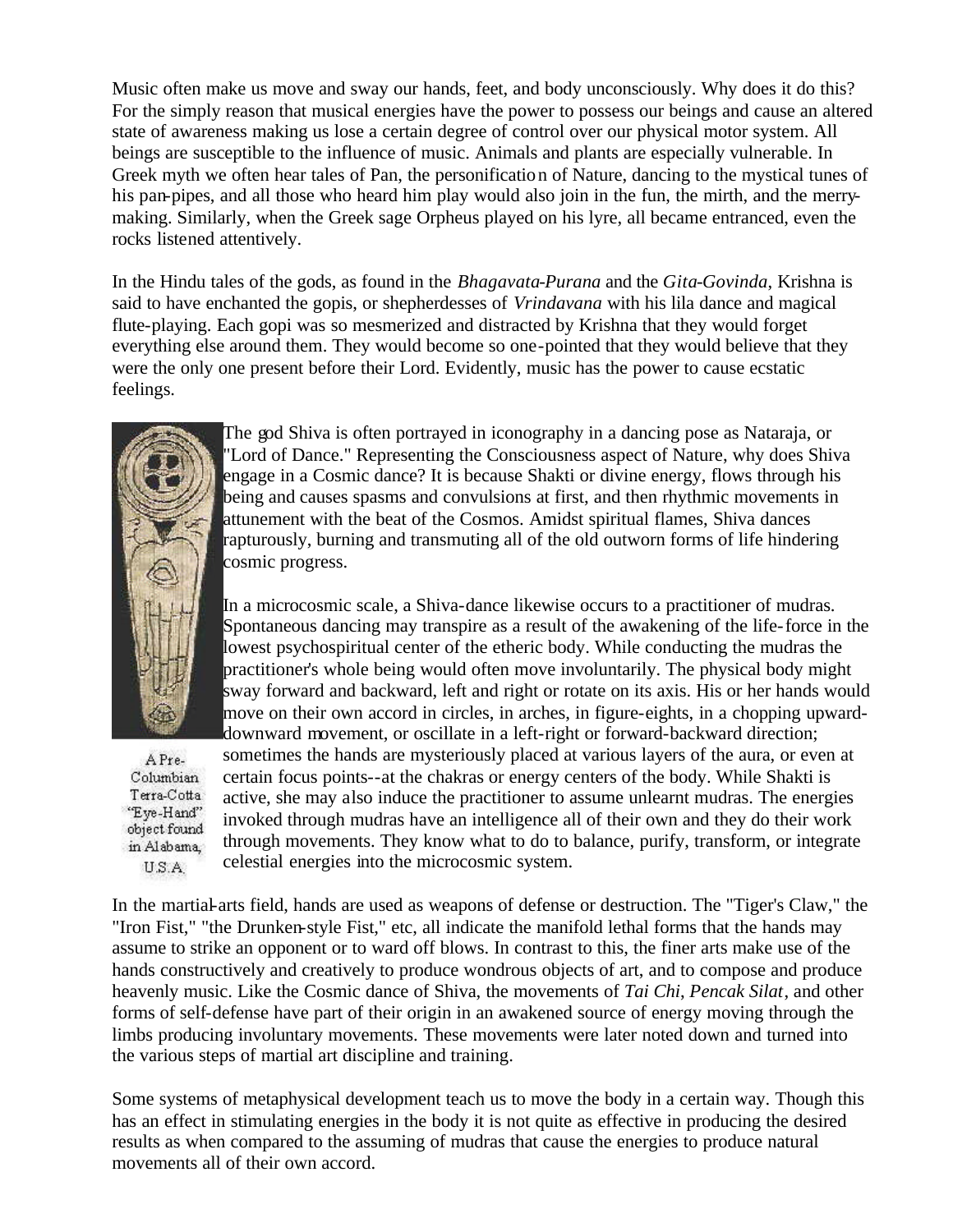Music often make us move and sway our hands, feet, and body unconsciously. Why does it do this? For the simply reason that musical energies have the power to possess our beings and cause an altered state of awareness making us lose a certain degree of control over our physical motor system. All beings are susceptible to the influence of music. Animals and plants are especially vulnerable. In Greek myth we often hear tales of Pan, the personification of Nature, dancing to the mystical tunes of his pan-pipes, and all those who heard him play would also join in the fun, the mirth, and the merry-making. Similarly, when the Greek sage Orpheus played on his lyre, all became entranced, even the rocks listened attentively.

In the Hindu tales of the gods, as found in the *Bhagavata-Purana* and the *Gita-Govinda*, Krishna is said to have enchanted the gopis, or shepherdesses of *Vrindavana* with his lila dance and magical flute-playing. Each gopi was so mesmerized and distracted by Krishna that they would forget everything else around them. They would become so one-pointed that they would believe that they were the only one present before their Lord. Evidently, music has the power to cause ecstatic feelings.

The god Shiva is often portrayed in iconography in a dancing pose as Nataraja, or "Lord of Dance." Representing the Consciousness aspect of Nature, why does Shiva engage in a Cosmic dance? It is because Shakti or divine energy, flows through his being and causes spasms and convulsions at first, and then rhythmic movements in attunement with the beat of the Cosmos. Amidst spiritual flames, Shiva dances rapturously, burning and transmuting all of the old outworn forms of life hindering cosmic progress.

In a microcosmic scale, a Shiva-dance likewise occurs to a practitioner of mudras. Spontaneous dancing may transpire as a result of the awakening of the life-force in the lowest psychospiritual center of the etheric body. While conducting the mudras the practitioner's whole being would often move involuntarily. The physical body might sway forward and backward, left and right or rotate on its axis. His or her hands would move on their own accord in circles, in arches, in figure-eights, in a chopping upward-downward movement, or oscillate in a left-right or forward-backward direction; sometimes the hands are mysteriously placed at various layers of the aura, or even at certain focus points--at the chakras or energy centers of the body. While Shakti is active, she may also induce the practitioner to assume unlearnt mudras. The energies invoked through mudras have an intelligence all of their own and they do their work through movements. They know what to do to balance, purify, transform, or integrate celestial energies into the microcosmic system.

A Pre-Columbian Terra-Cotta "Eye-Hand" object found in Alabama, U.S.A.

In the martial-arts field, hands are used as weapons of defense or destruction. The "Tiger's Claw," the "Iron Fist," "the Drunken-style Fist," etc, all indicate the manifold lethal forms that the hands may assume to strike an opponent or to ward off blows. In contrast to this, the finer arts make use of the hands constructively and creatively to produce wondrous objects of art, and to compose and produce heavenly music. Like the Cosmic dance of Shiva, the movements of *Tai Chi*, *Pencak Silat*, and other forms of self-defense have part of their origin in an awakened source of energy moving through the limbs producing involuntary movements. These movements were later noted down and turned into the various steps of martial art discipline and training.

Some systems of metaphysical development teach us to move the body in a certain way. Though this has an effect in stimulating energies in the body it is not quite as effective in producing the desired results as when compared to the assuming of mudras that cause the energies to produce natural movements all of their own accord.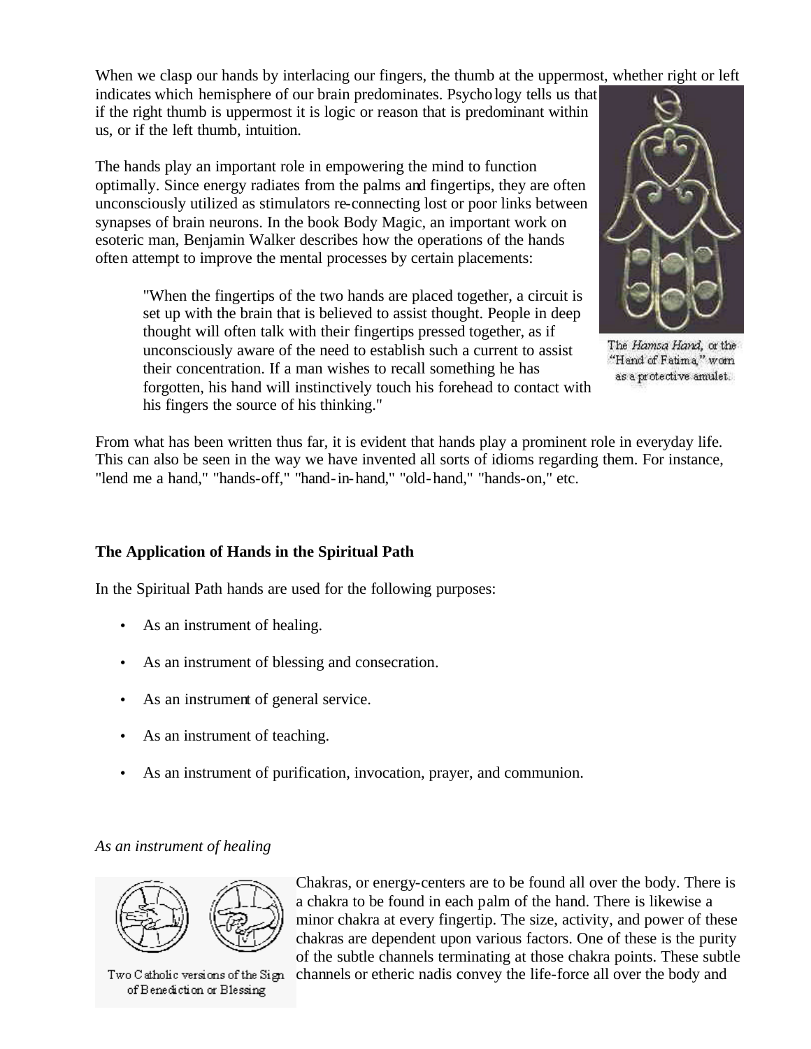When we clasp our hands by interlacing our fingers, the thumb at the uppermost, whether right or left indicates which hemisphere of our brain predominates. Psychology tells us that if the right thumb is uppermost it is logic or reason that is predominant within us, or if the left thumb, intuition.

The hands play an important role in empowering the mind to function optimally. Since energy radiates from the palms and fingertips, they are often unconsciously utilized as stimulators re-connecting lost or poor links between synapses of brain neurons. In the book Body Magic, an important work on esoteric man, Benjamin Walker describes how the operations of the hands often attempt to improve the mental processes by certain placements:

> "When the fingertips of the two hands are placed together, a circuit is set up with the brain that is believed to assist thought. People in deep thought will often talk with their fingertips pressed together, as if unconsciously aware of the need to establish such a current to assist their concentration. If a man wishes to recall something he has forgotten, his hand will instinctively touch his forehead to contact with his fingers the source of his thinking."

The *Hamsa Hand*, or the "Hand of Fatima," worn as a protective amulet.

From what has been written thus far, it is evident that hands play a prominent role in everyday life. This can also be seen in the way we have invented all sorts of idioms regarding them. For instance, "lend me a hand," "hands-off," "hand-in-hand," "old-hand," "hands-on," etc.

**The Application of Hands in the Spiritual Path**

In the Spiritual Path hands are used for the following purposes:

- As an instrument of healing.
- As an instrument of blessing and consecration.
- As an instrument of general service.
- As an instrument of teaching.
- As an instrument of purification, invocation, prayer, and communion.

*As an instrument of healing*

Two Catholic versions of the Sign of Benediction or Blessing

Chakras, or energy-centers are to be found all over the body. There is a chakra to be found in each palm of the hand. There is likewise a minor chakra at every fingertip. The size, activity, and power of these chakras are dependent upon various factors. One of these is the purity of the subtle channels terminating at those chakra points. These subtle channels or etheric nadis convey the life-force all over the body and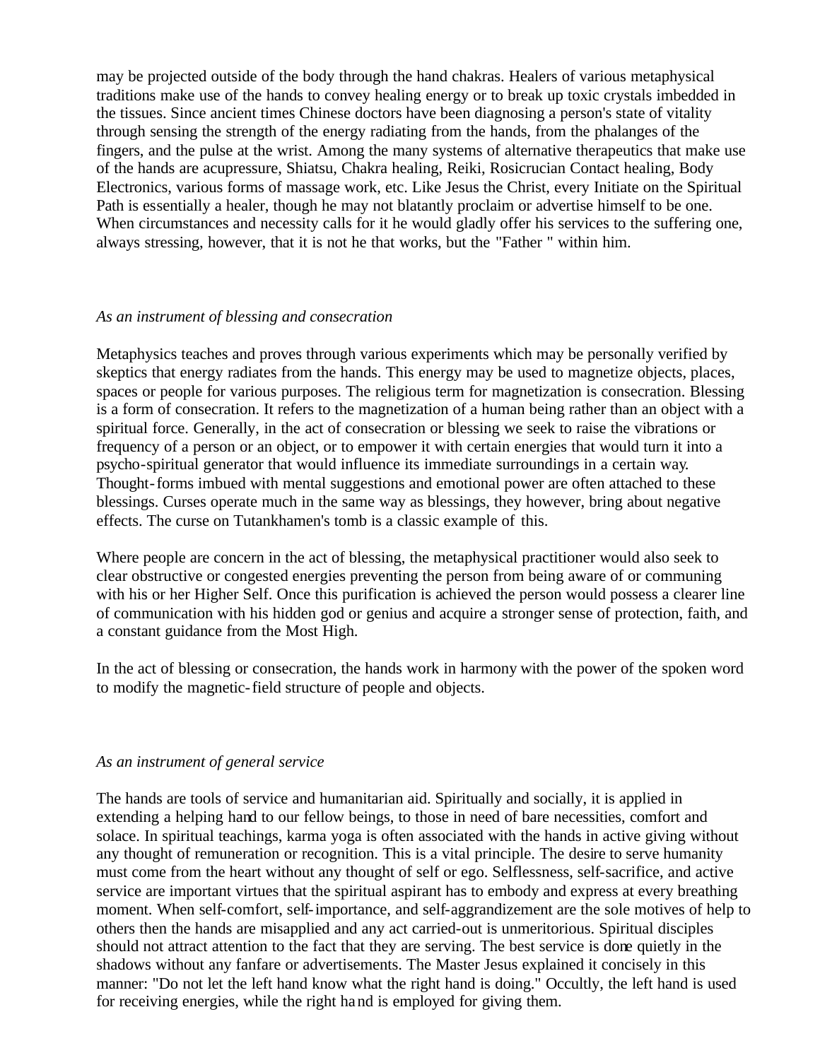may be projected outside of the body through the hand chakras. Healers of various metaphysical traditions make use of the hands to convey healing energy or to break up toxic crystals imbedded in the tissues. Since ancient times Chinese doctors have been diagnosing a person's state of vitality through sensing the strength of the energy radiating from the hands, from the phalanges of the fingers, and the pulse at the wrist. Among the many systems of alternative therapeutics that make use of the hands are acupressure, Shiatsu, Chakra healing, Reiki, Rosicrucian Contact healing, Body Electronics, various forms of massage work, etc. Like Jesus the Christ, every Initiate on the Spiritual Path is essentially a healer, though he may not blatantly proclaim or advertise himself to be one. When circumstances and necessity calls for it he would gladly offer his services to the suffering one, always stressing, however, that it is not he that works, but the "Father " within him.

*As an instrument of blessing and consecration*

Metaphysics teaches and proves through various experiments which may be personally verified by skeptics that energy radiates from the hands. This energy may be used to magnetize objects, places, spaces or people for various purposes. The religious term for magnetization is consecration. Blessing is a form of consecration. It refers to the magnetization of a human being rather than an object with a spiritual force. Generally, in the act of consecration or blessing we seek to raise the vibrations or frequency of a person or an object, or to empower it with certain energies that would turn it into a psycho-spiritual generator that would influence its immediate surroundings in a certain way. Thought-forms imbued with mental suggestions and emotional power are often attached to these blessings. Curses operate much in the same way as blessings, they however, bring about negative effects. The curse on Tutankhamen's tomb is a classic example of this.

Where people are concern in the act of blessing, the metaphysical practitioner would also seek to clear obstructive or congested energies preventing the person from being aware of or communing with his or her Higher Self. Once this purification is achieved the person would possess a clearer line of communication with his hidden god or genius and acquire a stronger sense of protection, faith, and a constant guidance from the Most High.

In the act of blessing or consecration, the hands work in harmony with the power of the spoken word to modify the magnetic-field structure of people and objects.

*As an instrument of general service*

The hands are tools of service and humanitarian aid. Spiritually and socially, it is applied in extending a helping hand to our fellow beings, to those in need of bare necessities, comfort and solace. In spiritual teachings, karma yoga is often associated with the hands in active giving without any thought of remuneration or recognition. This is a vital principle. The desire to serve humanity must come from the heart without any thought of self or ego. Selflessness, self-sacrifice, and active service are important virtues that the spiritual aspirant has to embody and express at every breathing moment. When self-comfort, self-importance, and self-aggrandizement are the sole motives of help to others then the hands are misapplied and any act carried-out is unmeritorious. Spiritual disciples should not attract attention to the fact that they are serving. The best service is done quietly in the shadows without any fanfare or advertisements. The Master Jesus explained it concisely in this manner: "Do not let the left hand know what the right hand is doing." Occultly, the left hand is used for receiving energies, while the right hand is employed for giving them.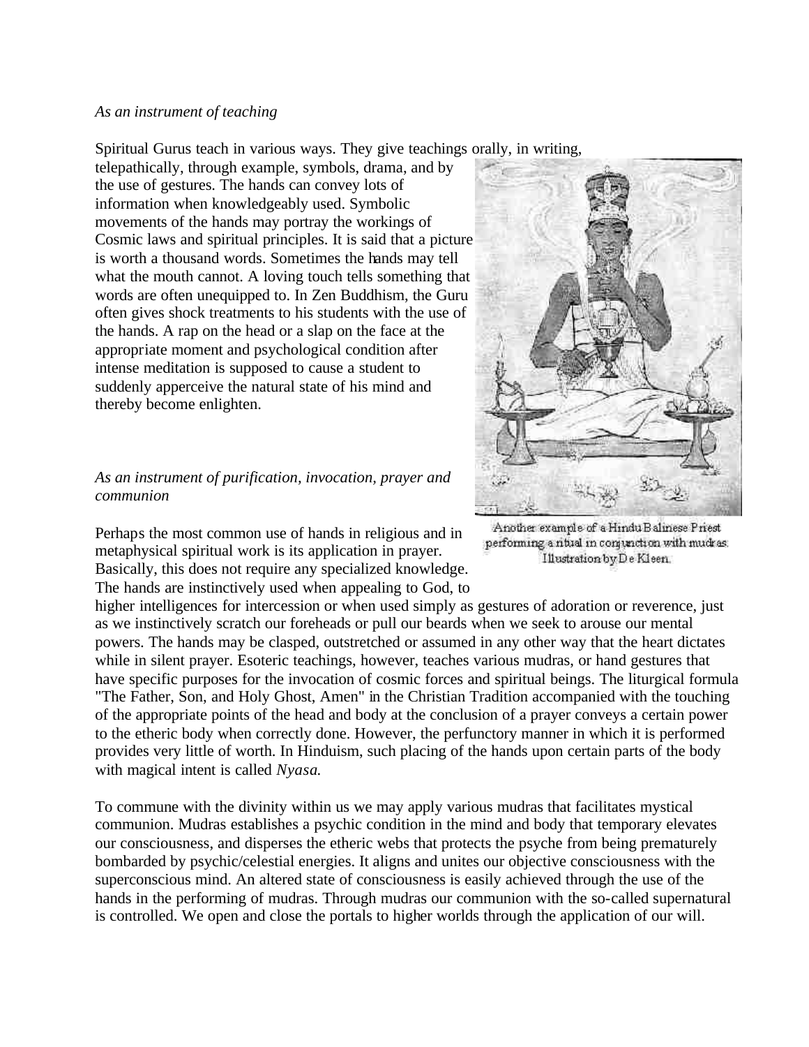*As an instrument of teaching*

Spiritual Gurus teach in various ways. They give teachings orally, in writing, telepathically, through example, symbols, drama, and by the use of gestures. The hands can convey lots of information when knowledgeably used. Symbolic movements of the hands may portray the workings of Cosmic laws and spiritual principles. It is said that a picture is worth a thousand words. Sometimes the hands may tell what the mouth cannot. A loving touch tells something that words are often unequipped to. In Zen Buddhism, the Guru often gives shock treatments to his students with the use of the hands. A rap on the head or a slap on the face at the appropriate moment and psychological condition after intense meditation is supposed to cause a student to suddenly apperceive the natural state of his mind and thereby become enlighten.

Another example of a Hindu Balinese Priest performing a ritual in conjunction with mudras. Illustration by De Kleen.

*As an instrument of purification, invocation, prayer and communion*

Perhaps the most common use of hands in religious and in metaphysical spiritual work is its application in prayer. Basically, this does not require any specialized knowledge. The hands are instinctively used when appealing to God, to higher intelligences for intercession or when used simply as gestures of adoration or reverence, just as we instinctively scratch our foreheads or pull our beards when we seek to arouse our mental powers. The hands may be clasped, outstretched or assumed in any other way that the heart dictates while in silent prayer. Esoteric teachings, however, teaches various mudras, or hand gestures that have specific purposes for the invocation of cosmic forces and spiritual beings. The liturgical formula "The Father, Son, and Holy Ghost, Amen" in the Christian Tradition accompanied with the touching of the appropriate points of the head and body at the conclusion of a prayer conveys a certain power to the etheric body when correctly done. However, the perfunctory manner in which it is performed provides very little of worth. In Hinduism, such placing of the hands upon certain parts of the body with magical intent is called *Nyasa.*

To commune with the divinity within us we may apply various mudras that facilitates mystical communion. Mudras establishes a psychic condition in the mind and body that temporary elevates our consciousness, and disperses the etheric webs that protects the psyche from being prematurely bombarded by psychic/celestial energies. It aligns and unites our objective consciousness with the superconscious mind. An altered state of consciousness is easily achieved through the use of the hands in the performing of mudras. Through mudras our communion with the so-called supernatural is controlled. We open and close the portals to higher worlds through the application of our will.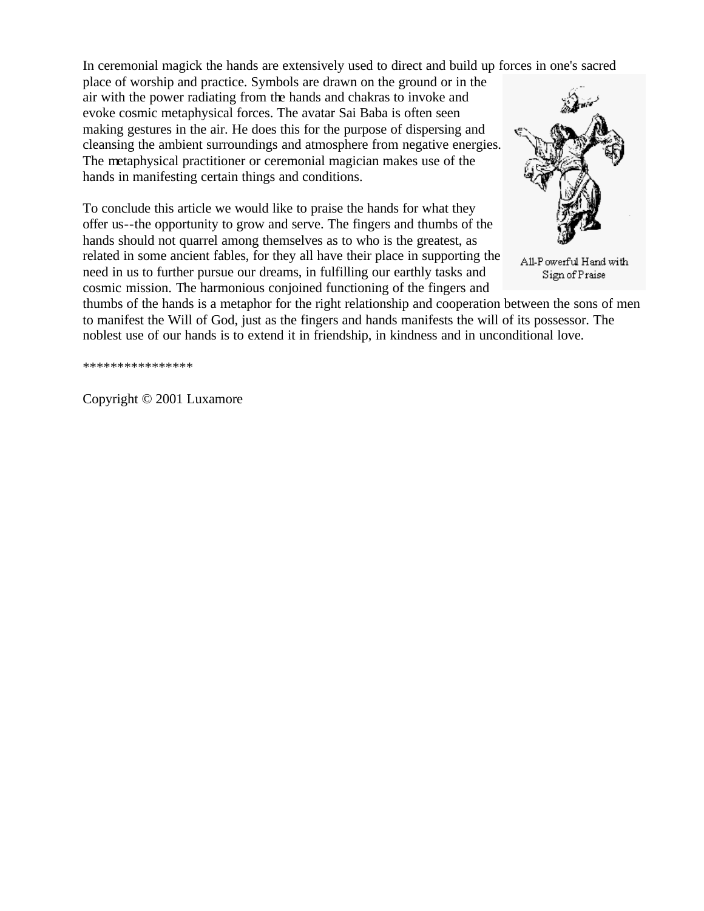In ceremonial magick the hands are extensively used to direct and build up forces in one's sacred place of worship and practice. Symbols are drawn on the ground or in the air with the power radiating from the hands and chakras to invoke and evoke cosmic metaphysical forces. The avatar Sai Baba is often seen making gestures in the air. He does this for the purpose of dispersing and cleansing the ambient surroundings and atmosphere from negative energies. The metaphysical practitioner or ceremonial magician makes use of the hands in manifesting certain things and conditions.

All-Powerful Hand with Sign of Praise

To conclude this article we would like to praise the hands for what they offer us--the opportunity to grow and serve. The fingers and thumbs of the hands should not quarrel among themselves as to who is the greatest, as related in some ancient fables, for they all have their place in supporting the need in us to further pursue our dreams, in fulfilling our earthly tasks and cosmic mission. The harmonious conjoined functioning of the fingers and thumbs of the hands is a metaphor for the right relationship and cooperation between the sons of men to manifest the Will of God, just as the fingers and hands manifests the will of its possessor. The noblest use of our hands is to extend it in friendship, in kindness and in unconditional love.

***************

Copyright © 2001 Luxamore